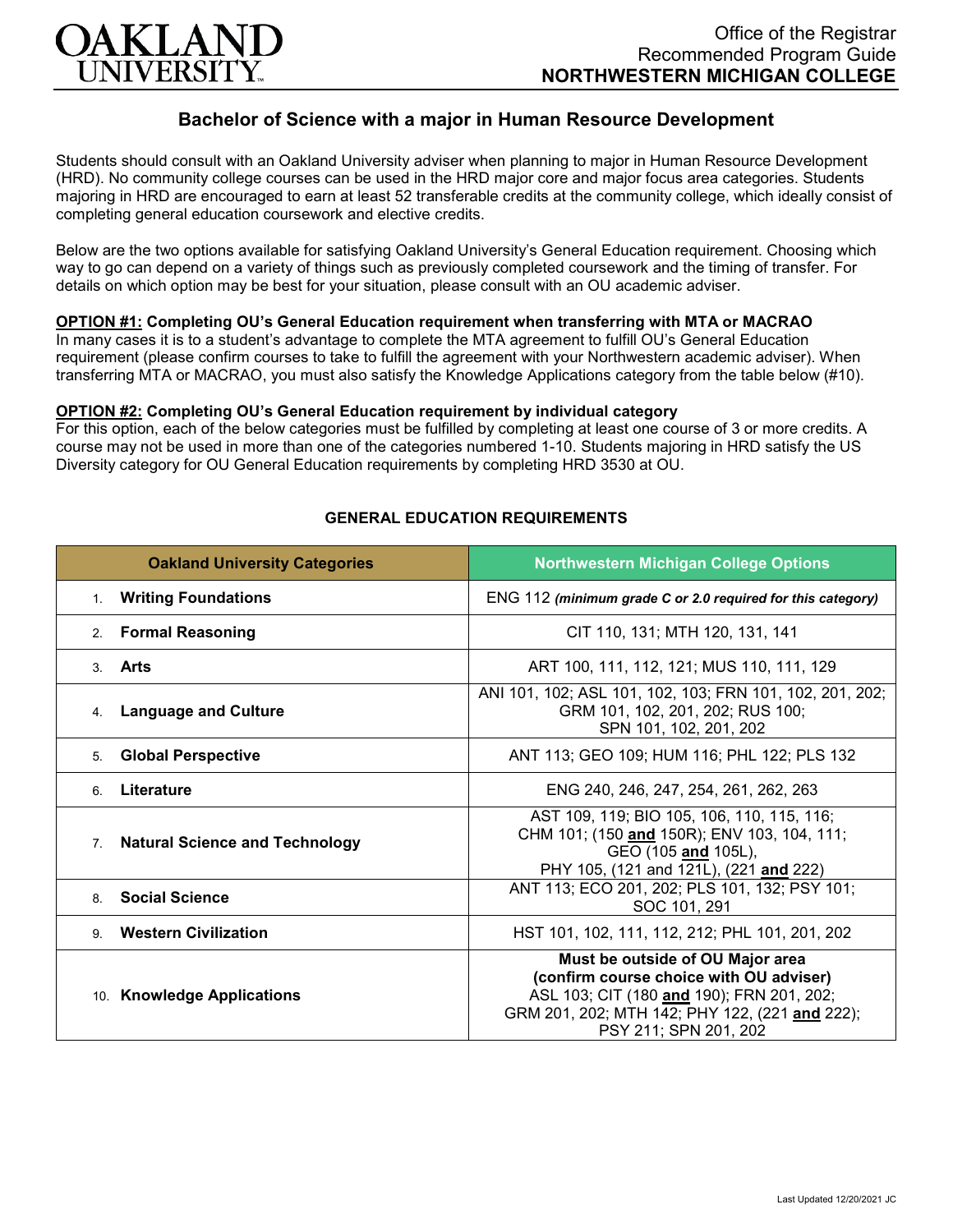OAKLAND UNIVERSITY

Office of the Registrar
Recommended Program Guide
**NORTHWESTERN MICHIGAN COLLEGE**

## Bachelor of Science with a major in Human Resource Development

Students should consult with an Oakland University adviser when planning to major in Human Resource Development (HRD). No community college courses can be used in the HRD major core and major focus area categories. Students majoring in HRD are encouraged to earn at least 52 transferable credits at the community college, which ideally consist of completing general education coursework and elective credits.

Below are the two options available for satisfying Oakland University's General Education requirement. Choosing which way to go can depend on a variety of things such as previously completed coursework and the timing of transfer. For details on which option may be best for your situation, please consult with an OU academic adviser.

**OPTION #1: Completing OU's General Education requirement when transferring with MTA or MACRAO**
In many cases it is to a student's advantage to complete the MTA agreement to fulfill OU's General Education requirement (please confirm courses to take to fulfill the agreement with your Northwestern academic adviser). When transferring MTA or MACRAO, you must also satisfy the Knowledge Applications category from the table below (#10).

**OPTION #2: Completing OU's General Education requirement by individual category**
For this option, each of the below categories must be fulfilled by completing at least one course of 3 or more credits. A course may not be used in more than one of the categories numbered 1-10. Students majoring in HRD satisfy the US Diversity category for OU General Education requirements by completing HRD 3530 at OU.

### GENERAL EDUCATION REQUIREMENTS

| Oakland University Categories | Northwestern Michigan College Options |
|---|---|
| 1. **Writing Foundations** | ENG 112 ***(minimum grade C or 2.0 required for this category)*** |
| 2. **Formal Reasoning** | CIT 110, 131; MTH 120, 131, 141 |
| 3. **Arts** | ART 100, 111, 112, 121; MUS 110, 111, 129 |
| 4. **Language and Culture** | ANI 101, 102; ASL 101, 102, 103; FRN 101, 102, 201, 202; GRM 101, 102, 201, 202; RUS 100; SPN 101, 102, 201, 202 |
| 5. **Global Perspective** | ANT 113; GEO 109; HUM 116; PHL 122; PLS 132 |
| 6. **Literature** | ENG 240, 246, 247, 254, 261, 262, 263 |
| 7. **Natural Science and Technology** | AST 109, 119; BIO 105, 106, 110, 115, 116; CHM 101; (150 **and** 150R); ENV 103, 104, 111; GEO (105 **and** 105L), PHY 105, (121 and 121L), (221 **and** 222) |
| 8. **Social Science** | ANT 113; ECO 201, 202; PLS 101, 132; PSY 101; SOC 101, 291 |
| 9. **Western Civilization** | HST 101, 102, 111, 112, 212; PHL 101, 201, 202 |
| 10. **Knowledge Applications** | **Must be outside of OU Major area (confirm course choice with OU adviser)** ASL 103; CIT (180 **and** 190); FRN 201, 202; GRM 201, 202; MTH 142; PHY 122, (221 **and** 222); PSY 211; SPN 201, 202 |

Last Updated 12/20/2021 JC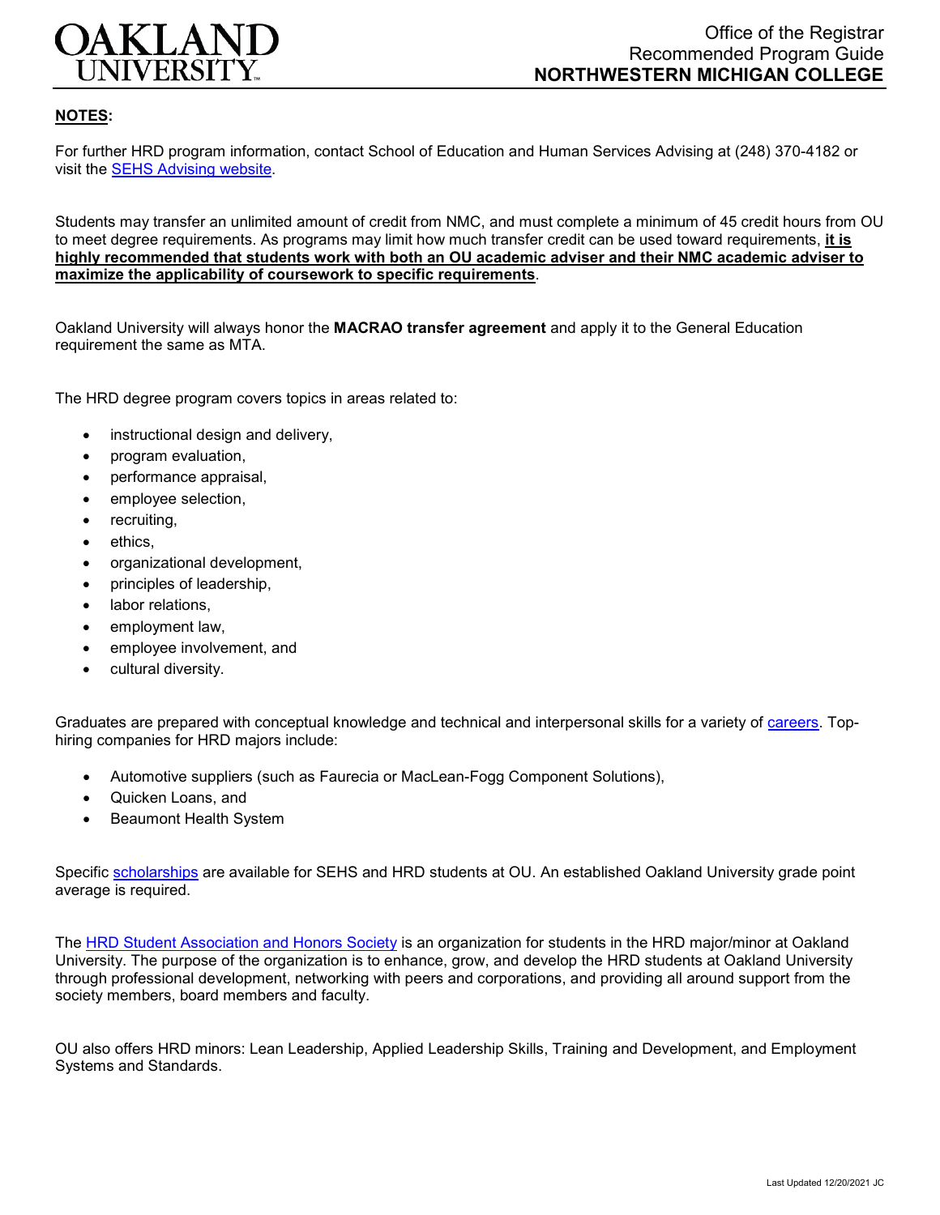**NOTES:**

For further HRD program information, contact School of Education and Human Services Advising at (248) 370-4182 or visit the SEHS Advising website.

Students may transfer an unlimited amount of credit from NMC, and must complete a minimum of 45 credit hours from OU to meet degree requirements. As programs may limit how much transfer credit can be used toward requirements, **it is highly recommended that students work with both an OU academic adviser and their NMC academic adviser to maximize the applicability of coursework to specific requirements**.

Oakland University will always honor the **MACRAO transfer agreement** and apply it to the General Education requirement the same as MTA.

The HRD degree program covers topics in areas related to:

- instructional design and delivery,
- program evaluation,
- performance appraisal,
- employee selection,
- recruiting,
- ethics,
- organizational development,
- principles of leadership,
- labor relations,
- employment law,
- employee involvement, and
- cultural diversity.

Graduates are prepared with conceptual knowledge and technical and interpersonal skills for a variety of careers. Top-hiring companies for HRD majors include:

- Automotive suppliers (such as Faurecia or MacLean-Fogg Component Solutions),
- Quicken Loans, and
- Beaumont Health System

Specific scholarships are available for SEHS and HRD students at OU. An established Oakland University grade point average is required.

The HRD Student Association and Honors Society is an organization for students in the HRD major/minor at Oakland University. The purpose of the organization is to enhance, grow, and develop the HRD students at Oakland University through professional development, networking with peers and corporations, and providing all around support from the society members, board members and faculty.

OU also offers HRD minors: Lean Leadership, Applied Leadership Skills, Training and Development, and Employment Systems and Standards.

Last Updated 12/20/2021 JC